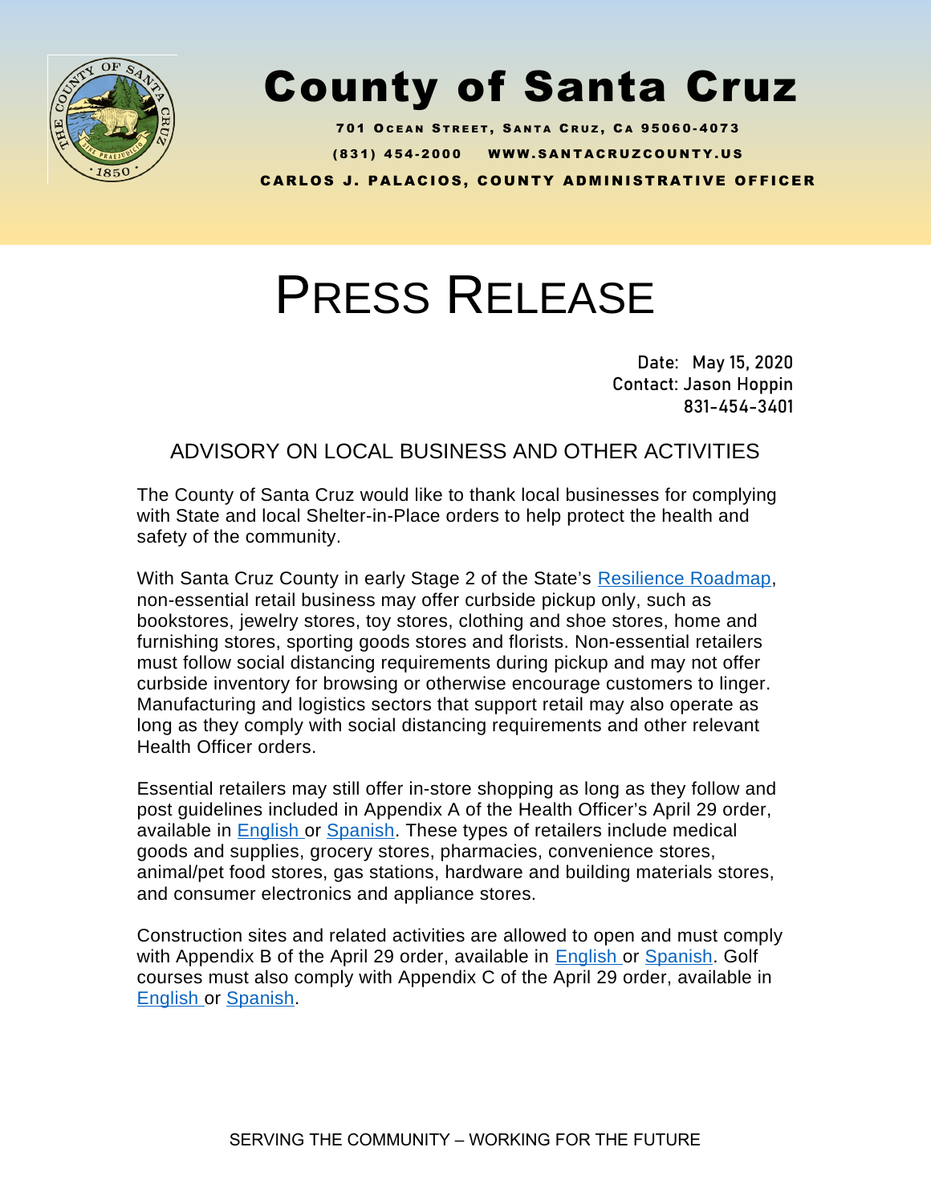# County of Santa Cruz

701 Ocean Street, Santa Cruz, Ca 95060-4073

(831) 454-2000 www.santacruzcounty.us

CARLOS J. PALACIOS, COUNTY ADMINISTRATIVE OFFICER

# PRESS RELEASE

Date: May 15, 2020
Contact: Jason Hoppin
831-454-3401

## ADVISORY ON LOCAL BUSINESS AND OTHER ACTIVITIES

The County of Santa Cruz would like to thank local businesses for complying with State and local Shelter-in-Place orders to help protect the health and safety of the community.

With Santa Cruz County in early Stage 2 of the State's Resilience Roadmap, non-essential retail business may offer curbside pickup only, such as bookstores, jewelry stores, toy stores, clothing and shoe stores, home and furnishing stores, sporting goods stores and florists. Non-essential retailers must follow social distancing requirements during pickup and may not offer curbside inventory for browsing or otherwise encourage customers to linger. Manufacturing and logistics sectors that support retail may also operate as long as they comply with social distancing requirements and other relevant Health Officer orders.

Essential retailers may still offer in-store shopping as long as they follow and post guidelines included in Appendix A of the Health Officer's April 29 order, available in English or Spanish. These types of retailers include medical goods and supplies, grocery stores, pharmacies, convenience stores, animal/pet food stores, gas stations, hardware and building materials stores, and consumer electronics and appliance stores.

Construction sites and related activities are allowed to open and must comply with Appendix B of the April 29 order, available in English or Spanish. Golf courses must also comply with Appendix C of the April 29 order, available in English or Spanish.

SERVING THE COMMUNITY – WORKING FOR THE FUTURE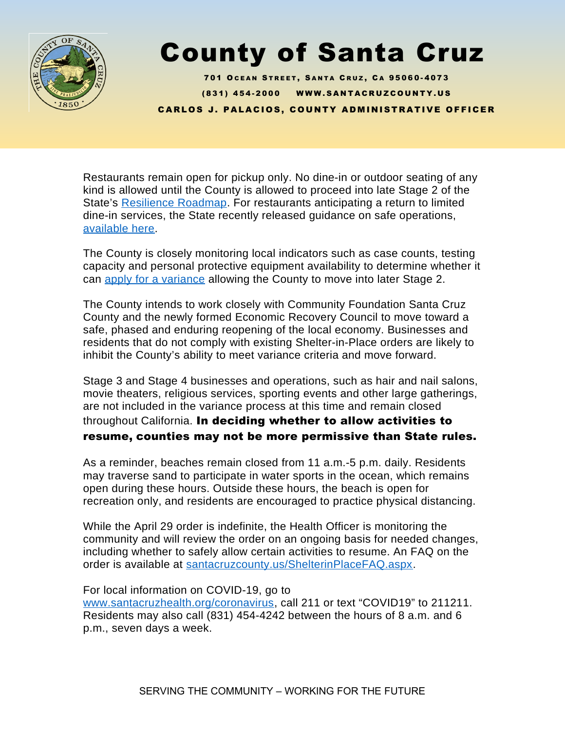Restaurants remain open for pickup only. No dine-in or outdoor seating of any kind is allowed until the County is allowed to proceed into late Stage 2 of the State's [Resilience Roadmap](). For restaurants anticipating a return to limited dine-in services, the State recently released guidance on safe operations, [available here]().

The County is closely monitoring local indicators such as case counts, testing capacity and personal protective equipment availability to determine whether it can [apply for a variance]() allowing the County to move into later Stage 2.

The County intends to work closely with Community Foundation Santa Cruz County and the newly formed Economic Recovery Council to move toward a safe, phased and enduring reopening of the local economy. Businesses and residents that do not comply with existing Shelter-in-Place orders are likely to inhibit the County's ability to meet variance criteria and move forward.

Stage 3 and Stage 4 businesses and operations, such as hair and nail salons, movie theaters, religious services, sporting events and other large gatherings, are not included in the variance process at this time and remain closed throughout California. **In deciding whether to allow activities to resume, counties may not be more permissive than State rules.**

As a reminder, beaches remain closed from 11 a.m.-5 p.m. daily. Residents may traverse sand to participate in water sports in the ocean, which remains open during these hours. Outside these hours, the beach is open for recreation only, and residents are encouraged to practice physical distancing.

While the April 29 order is indefinite, the Health Officer is monitoring the community and will review the order on an ongoing basis for needed changes, including whether to safely allow certain activities to resume. An FAQ on the order is available at santacruzcounty.us/ShelterinPlaceFAQ.aspx.

For local information on COVID-19, go to www.santacruzhealth.org/coronavirus, call 211 or text "COVID19" to 211211. Residents may also call (831) 454-4242 between the hours of 8 a.m. and 6 p.m., seven days a week.